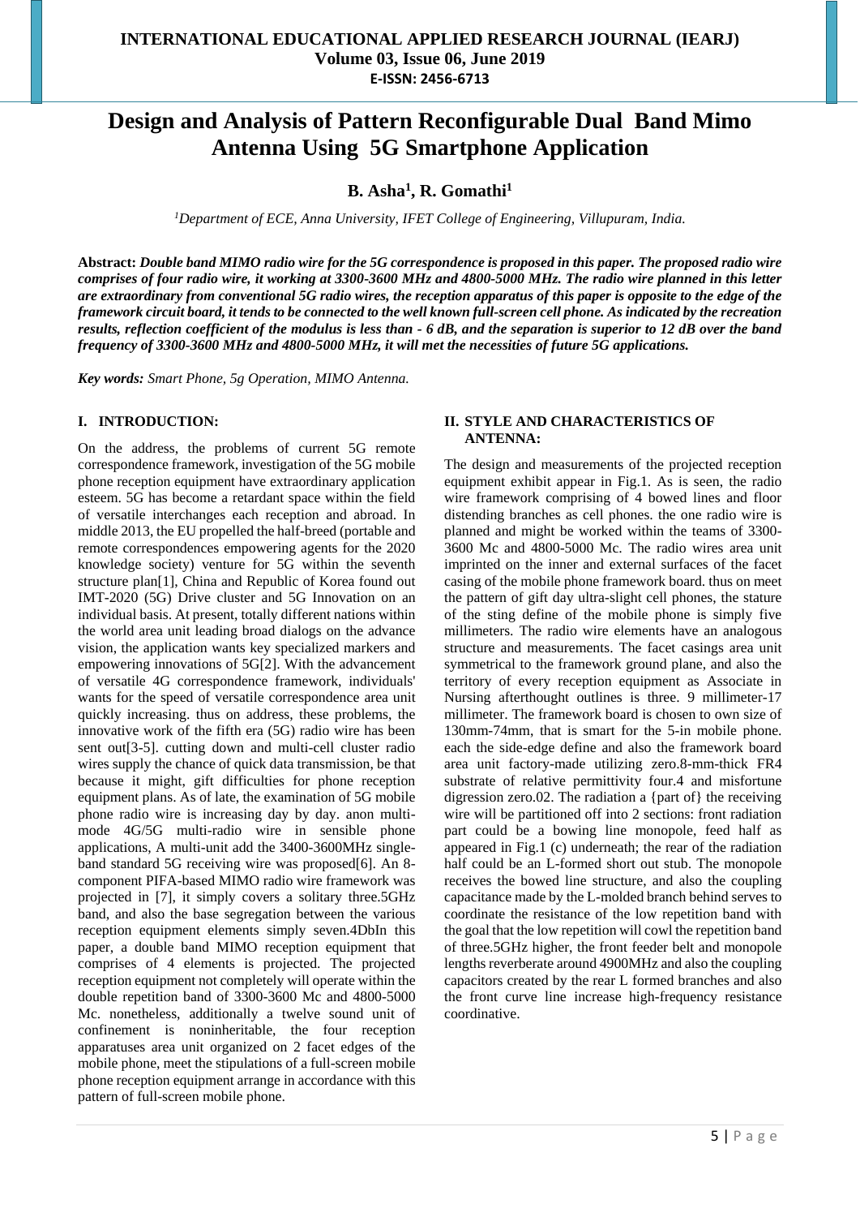# Design and Analysis of Pattern Reconfigurable Dual Band Mimo Antenna Using 5G Smartphone Application

**B. Asha[1], R. Gomathi[1]**

*[1]Department of ECE, Anna University, IFET College of Engineering, Villupuram, India.*

**Abstract:** ***Double band MIMO radio wire for the 5G correspondence is proposed in this paper. The proposed radio wire comprises of four radio wire, it working at 3300-3600 MHz and 4800-5000 MHz. The radio wire planned in this letter are extraordinary from conventional 5G radio wires, the reception apparatus of this paper is opposite to the edge of the framework circuit board, it tends to be connected to the well known full-screen cell phone. As indicated by the recreation results, reflection coefficient of the modulus is less than - 6 dB, and the separation is superior to 12 dB over the band frequency of 3300-3600 MHz and 4800-5000 MHz, it will met the necessities of future 5G applications.***

***Key words:** Smart Phone, 5g Operation, MIMO Antenna.*

## I. INTRODUCTION:

On the address, the problems of current 5G remote correspondence framework, investigation of the 5G mobile phone reception equipment have extraordinary application esteem. 5G has become a retardant space within the field of versatile interchanges each reception and abroad. In middle 2013, the EU propelled the half-breed (portable and remote correspondences empowering agents for the 2020 knowledge society) venture for 5G within the seventh structure plan[1], China and Republic of Korea found out IMT-2020 (5G) Drive cluster and 5G Innovation on an individual basis. At present, totally different nations within the world area unit leading broad dialogs on the advance vision, the application wants key specialized markers and empowering innovations of 5G[2]. With the advancement of versatile 4G correspondence framework, individuals' wants for the speed of versatile correspondence area unit quickly increasing. thus on address, these problems, the innovative work of the fifth era (5G) radio wire has been sent out[3-5]. cutting down and multi-cell cluster radio wires supply the chance of quick data transmission, be that because it might, gift difficulties for phone reception equipment plans. As of late, the examination of 5G mobile phone radio wire is increasing day by day. anon multi-mode 4G/5G multi-radio wire in sensible phone applications, A multi-unit add the 3400-3600MHz single-band standard 5G receiving wire was proposed[6]. An 8-component PIFA-based MIMO radio wire framework was projected in [7], it simply covers a solitary three.5GHz band, and also the base segregation between the various reception equipment elements simply seven.4DbIn this paper, a double band MIMO reception equipment that comprises of 4 elements is projected. The projected reception equipment not completely will operate within the double repetition band of 3300-3600 Mc and 4800-5000 Mc. nonetheless, additionally a twelve sound unit of confinement is noninheritable, the four reception apparatuses area unit organized on 2 facet edges of the mobile phone, meet the stipulations of a full-screen mobile phone reception equipment arrange in accordance with this pattern of full-screen mobile phone.

## II. STYLE AND CHARACTERISTICS OF ANTENNA:

The design and measurements of the projected reception equipment exhibit appear in Fig.1. As is seen, the radio wire framework comprising of 4 bowed lines and floor distending branches as cell phones. the one radio wire is planned and might be worked within the teams of 3300-3600 Mc and 4800-5000 Mc. The radio wires area unit imprinted on the inner and external surfaces of the facet casing of the mobile phone framework board. thus on meet the pattern of gift day ultra-slight cell phones, the stature of the sting define of the mobile phone is simply five millimeters. The radio wire elements have an analogous structure and measurements. The facet casings area unit symmetrical to the framework ground plane, and also the territory of every reception equipment as Associate in Nursing afterthought outlines is three. 9 millimeter-17 millimeter. The framework board is chosen to own size of 130mm-74mm, that is smart for the 5-in mobile phone. each the side-edge define and also the framework board area unit factory-made utilizing zero.8-mm-thick FR4 substrate of relative permittivity four.4 and misfortune digression zero.02. The radiation a {part of} the receiving wire will be partitioned off into 2 sections: front radiation part could be a bowing line monopole, feed half as appeared in Fig.1 (c) underneath; the rear of the radiation half could be an L-formed short out stub. The monopole receives the bowed line structure, and also the coupling capacitance made by the L-molded branch behind serves to coordinate the resistance of the low repetition band with the goal that the low repetition will cowl the repetition band of three.5GHz higher, the front feeder belt and monopole lengths reverberate around 4900MHz and also the coupling capacitors created by the rear L formed branches and also the front curve line increase high-frequency resistance coordinative.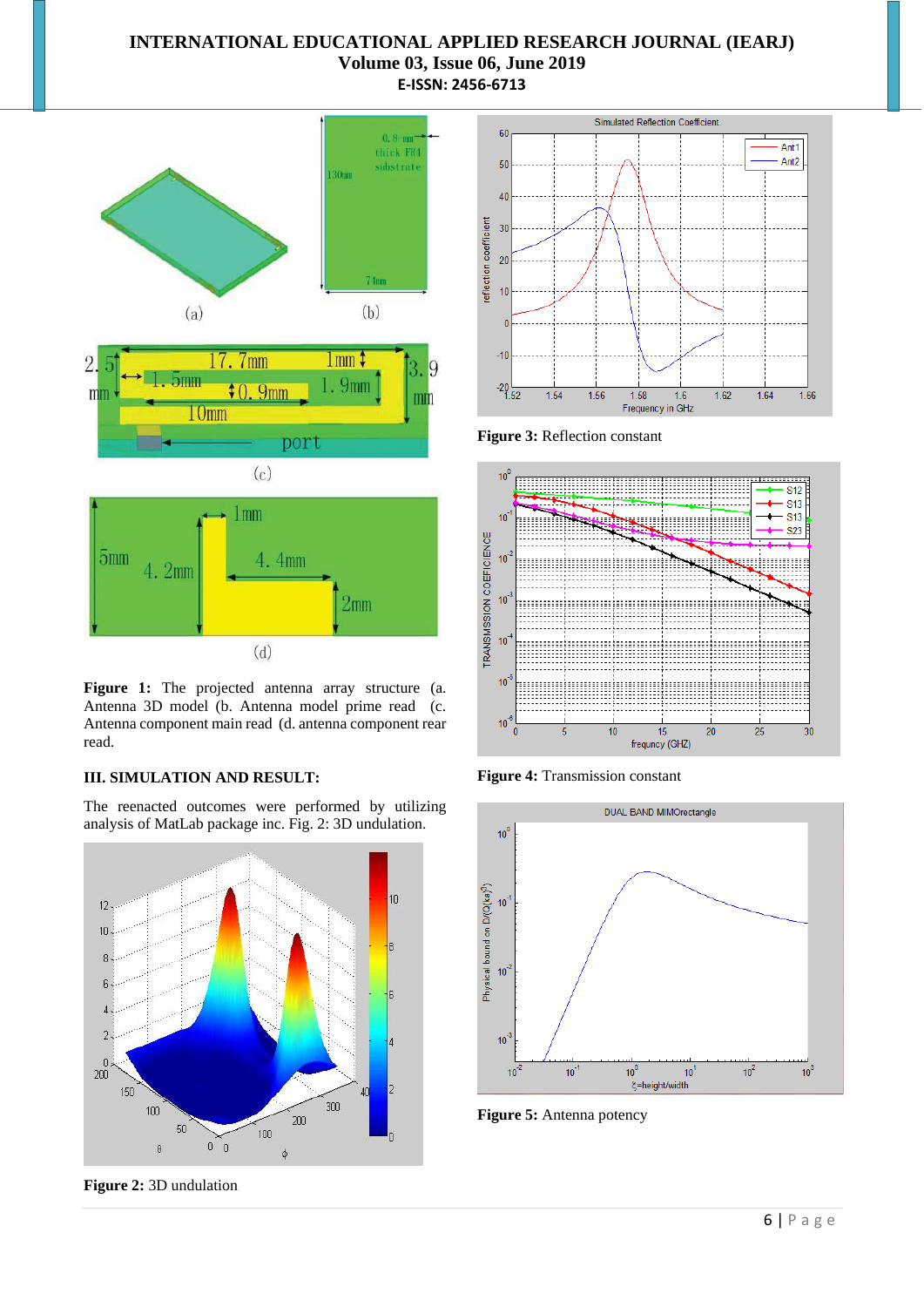**Figure 1:** The projected antenna array structure (a. Antenna 3D model (b. Antenna model prime read (c. Antenna component main read (d. antenna component rear read.

### III. SIMULATION AND RESULT:

The reenacted outcomes were performed by utilizing analysis of MatLab package inc. Fig. 2: 3D undulation.

**Figure 2:** 3D undulation

**Figure 3:** Reflection constant

**Figure 4:** Transmission constant

**Figure 5:** Antenna potency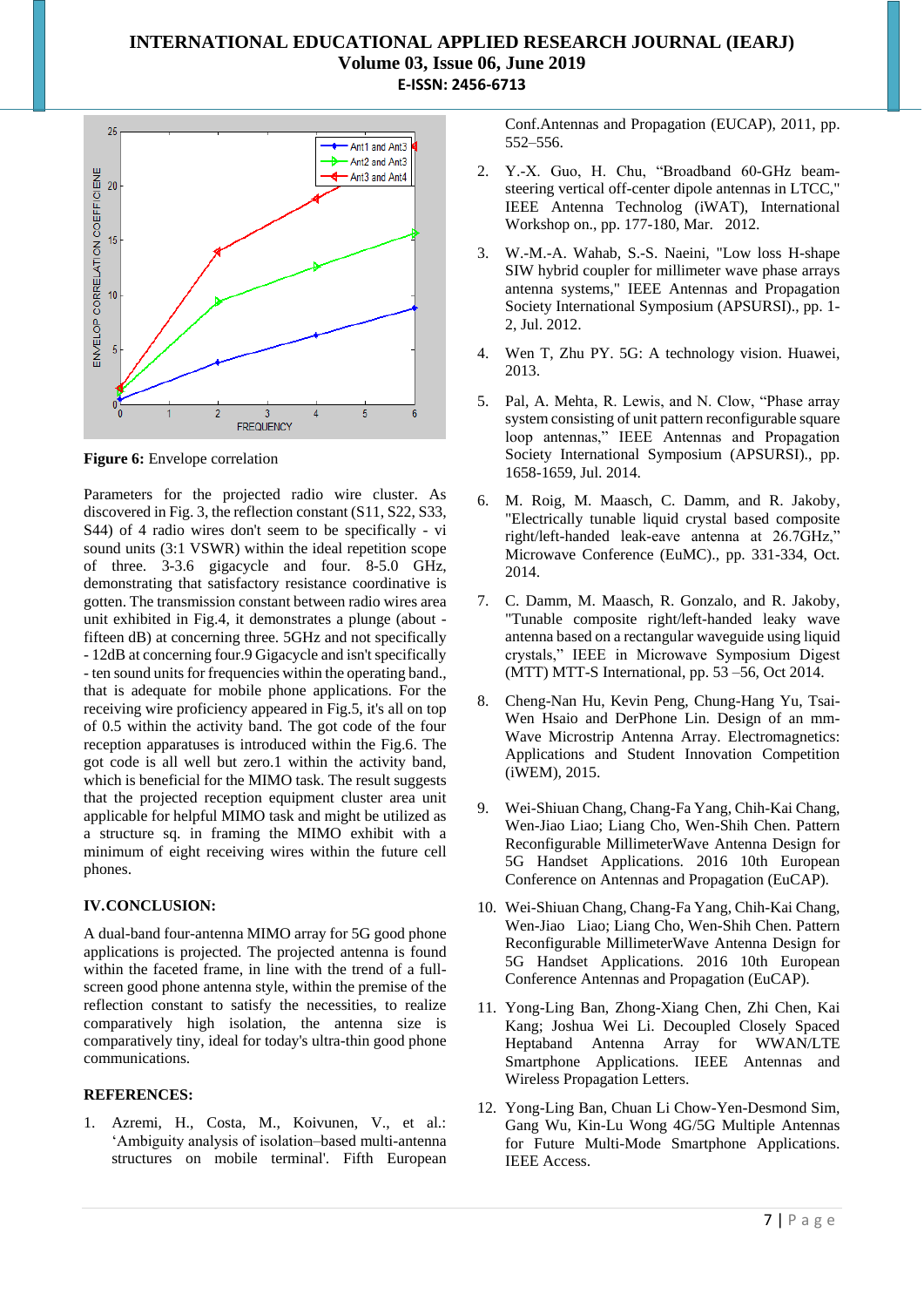ENVELOP CORRELATION COEFFICIENE

FREQUENCY

Ant1 and Ant3

Ant2 and Ant3

Ant3 and Ant4

0 1 2 3 4 5 6

0 5 10 15 20 25

**Figure 6:** Envelope correlation

Parameters for the projected radio wire cluster. As discovered in Fig. 3, the reflection constant (S11, S22, S33, S44) of 4 radio wires don't seem to be specifically - vi sound units (3:1 VSWR) within the ideal repetition scope of three. 3-3.6 gigacycle and four. 8-5.0 GHz, demonstrating that satisfactory resistance coordinative is gotten. The transmission constant between radio wires area unit exhibited in Fig.4, it demonstrates a plunge (about -fifteen dB) at concerning three. 5GHz and not specifically - 12dB at concerning four.9 Gigacycle and isn't specifically - ten sound units for frequencies within the operating band., that is adequate for mobile phone applications. For the receiving wire proficiency appeared in Fig.5, it's all on top of 0.5 within the activity band. The got code of the four reception apparatuses is introduced within the Fig.6. The got code is all well but zero.1 within the activity band, which is beneficial for the MIMO task. The result suggests that the projected reception equipment cluster area unit applicable for helpful MIMO task and might be utilized as a structure sq. in framing the MIMO exhibit with a minimum of eight receiving wires within the future cell phones.

## IV.CONCLUSION:

A dual-band four-antenna MIMO array for 5G good phone applications is projected. The projected antenna is found within the faceted frame, in line with the trend of a full-screen good phone antenna style, within the premise of the reflection constant to satisfy the necessities, to realize comparatively high isolation, the antenna size is comparatively tiny, ideal for today's ultra-thin good phone communications.

## REFERENCES:

1. Azremi, H., Costa, M., Koivunen, V., et al.: 'Ambiguity analysis of isolation–based multi-antenna structures on mobile terminal'. Fifth European Conf.Antennas and Propagation (EUCAP), 2011, pp. 552–556.
2. Y.-X. Guo, H. Chu, "Broadband 60-GHz beam-steering vertical off-center dipole antennas in LTCC," IEEE Antenna Technolog (iWAT), International Workshop on., pp. 177-180, Mar. 2012.
3. W.-M.-A. Wahab, S.-S. Naeini, "Low loss H-shape SIW hybrid coupler for millimeter wave phase arrays antenna systems," IEEE Antennas and Propagation Society International Symposium (APSURSI)., pp. 1-2, Jul. 2012.
4. Wen T, Zhu PY. 5G: A technology vision. Huawei, 2013.
5. Pal, A. Mehta, R. Lewis, and N. Clow, "Phase array system consisting of unit pattern reconfigurable square loop antennas," IEEE Antennas and Propagation Society International Symposium (APSURSI)., pp. 1658-1659, Jul. 2014.
6. M. Roig, M. Maasch, C. Damm, and R. Jakoby, "Electrically tunable liquid crystal based composite right/left-handed leak-eave antenna at 26.7GHz," Microwave Conference (EuMC)., pp. 331-334, Oct. 2014.
7. C. Damm, M. Maasch, R. Gonzalo, and R. Jakoby, "Tunable composite right/left-handed leaky wave antenna based on a rectangular waveguide using liquid crystals," IEEE in Microwave Symposium Digest (MTT) MTT-S International, pp. 53 –56, Oct 2014.
8. Cheng-Nan Hu, Kevin Peng, Chung-Hang Yu, Tsai-Wen Hsaio and DerPhone Lin. Design of an mm-Wave Microstrip Antenna Array. Electromagnetics: Applications and Student Innovation Competition (iWEM), 2015.
9. Wei-Shiuan Chang, Chang-Fa Yang, Chih-Kai Chang, Wen-Jiao Liao; Liang Cho, Wen-Shih Chen. Pattern Reconfigurable MillimeterWave Antenna Design for 5G Handset Applications. 2016 10th European Conference on Antennas and Propagation (EuCAP).
10. Wei-Shiuan Chang, Chang-Fa Yang, Chih-Kai Chang, Wen-Jiao Liao; Liang Cho, Wen-Shih Chen. Pattern Reconfigurable MillimeterWave Antenna Design for 5G Handset Applications. 2016 10th European Conference Antennas and Propagation (EuCAP).
11. Yong-Ling Ban, Zhong-Xiang Chen, Zhi Chen, Kai Kang; Joshua Wei Li. Decoupled Closely Spaced Heptaband Antenna Array for WWAN/LTE Smartphone Applications. IEEE Antennas and Wireless Propagation Letters.
12. Yong-Ling Ban, Chuan Li Chow-Yen-Desmond Sim, Gang Wu, Kin-Lu Wong 4G/5G Multiple Antennas for Future Multi-Mode Smartphone Applications. IEEE Access.